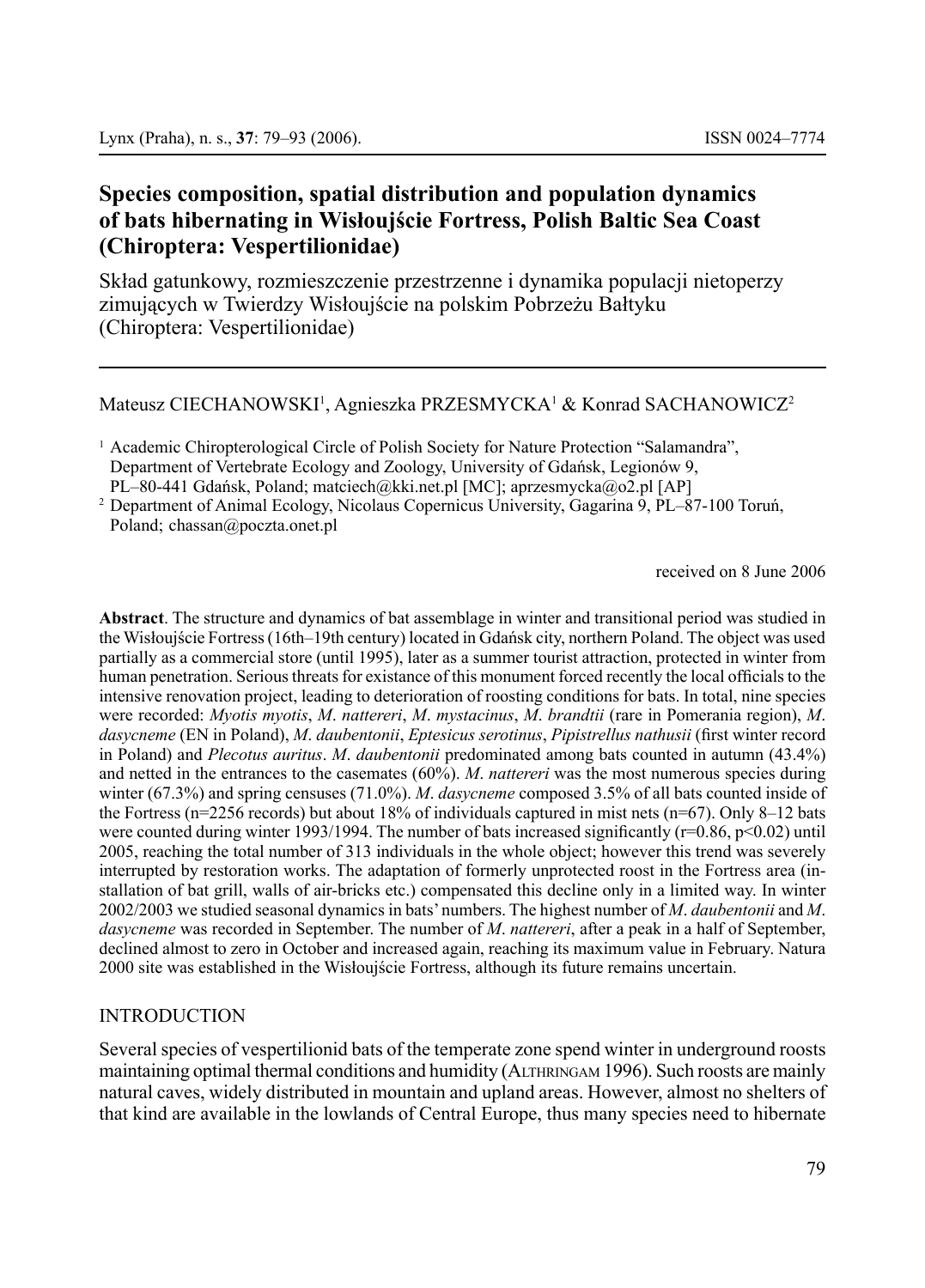# Species composition, spatial distribution and population dynamics of bats hibernating in Wisłoujście Fortress, Polish Baltic Sea Coast (Chiroptera: Vespertilionidae)

Skład gatunkowy, rozmieszczenie przestrzenne i dynamika populacji nietoperzy zimujących w Twierdzy Wisłoujście na polskim Pobrzeżu Bałtyku (Chiroptera: Vespertilionidae)

Mateusz CIECHANOWSKI[1], Agnieszka PRZESMYCKA[1] & Konrad SACHANOWICZ[2]

[1] Academic Chiropterological Circle of Polish Society for Nature Protection "Salamandra", Department of Vertebrate Ecology and Zoology, University of Gdańsk, Legionów 9, PL–80-441 Gdańsk, Poland; matciech@kki.net.pl [MC]; aprzesmycka@o2.pl [AP]

[2] Department of Animal Ecology, Nicolaus Copernicus University, Gagarina 9, PL–87-100 Toruń, Poland; chassan@poczta.onet.pl

received on 8 June 2006

**Abstract**. The structure and dynamics of bat assemblage in winter and transitional period was studied in the Wisłoujście Fortress (16th–19th century) located in Gdańsk city, northern Poland. The object was used partially as a commercial store (until 1995), later as a summer tourist attraction, protected in winter from human penetration. Serious threats for existance of this monument forced recently the local officials to the intensive renovation project, leading to deterioration of roosting conditions for bats. In total, nine species were recorded: *Myotis myotis*, *M. nattereri*, *M. mystacinus*, *M. brandtii* (rare in Pomerania region), *M. dasycneme* (EN in Poland), *M. daubentonii*, *Eptesicus serotinus*, *Pipistrellus nathusii* (first winter record in Poland) and *Plecotus auritus*. *M. daubentonii* predominated among bats counted in autumn (43.4%) and netted in the entrances to the casemates (60%). *M. nattereri* was the most numerous species during winter (67.3%) and spring censuses (71.0%). *M. dasycneme* composed 3.5% of all bats counted inside of the Fortress (n=2256 records) but about 18% of individuals captured in mist nets (n=67). Only 8–12 bats were counted during winter 1993/1994. The number of bats increased significantly ($r=0.86$, $p<0.02$) until 2005, reaching the total number of 313 individuals in the whole object; however this trend was severely interrupted by restoration works. The adaptation of formerly unprotected roost in the Fortress area (installation of bat grill, walls of air-bricks etc.) compensated this decline only in a limited way. In winter 2002/2003 we studied seasonal dynamics in bats' numbers. The highest number of *M. daubentonii* and *M. dasycneme* was recorded in September. The number of *M. nattereri*, after a peak in a half of September, declined almost to zero in October and increased again, reaching its maximum value in February. Natura 2000 site was established in the Wisłoujście Fortress, although its future remains uncertain.

## INTRODUCTION

Several species of vespertilionid bats of the temperate zone spend winter in underground roosts maintaining optimal thermal conditions and humidity (Althringam 1996). Such roosts are mainly natural caves, widely distributed in mountain and upland areas. However, almost no shelters of that kind are available in the lowlands of Central Europe, thus many species need to hibernate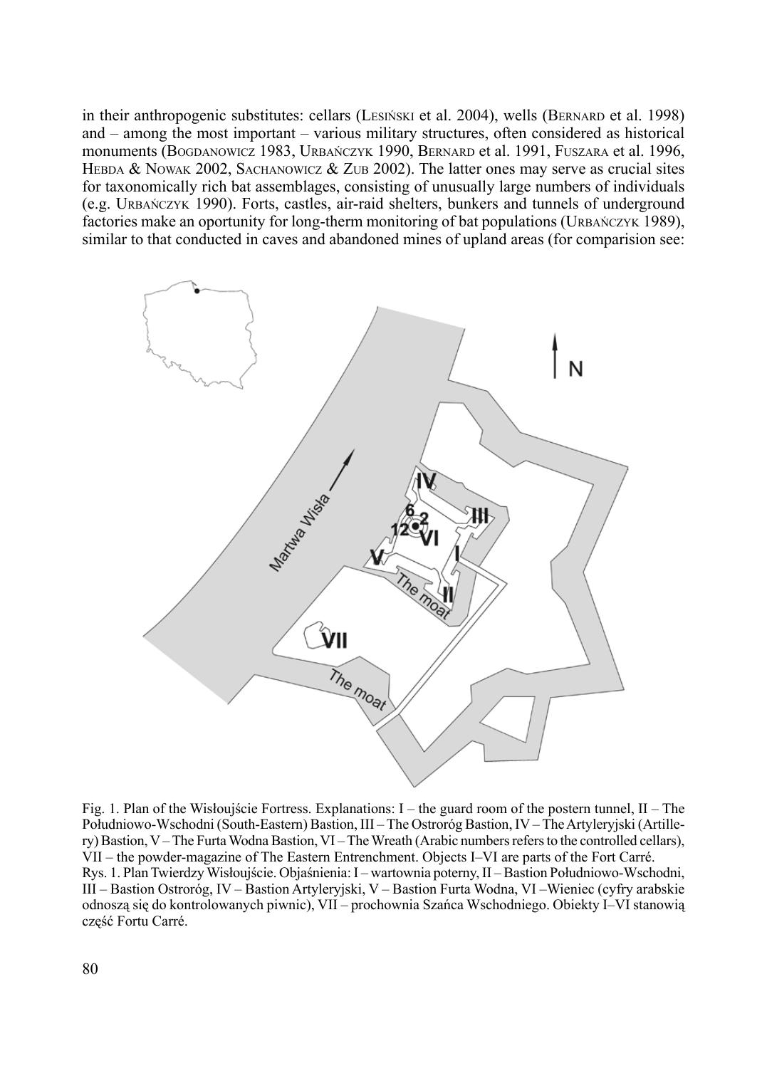in their anthropogenic substitutes: cellars (Lesiński et al. 2004), wells (Bernard et al. 1998) and – among the most important – various military structures, often considered as historical monuments (Bogdanowicz 1983, Urbańczyk 1990, Bernard et al. 1991, Fuszara et al. 1996, Hebda & Nowak 2002, Sachanowicz & Zub 2002). The latter ones may serve as crucial sites for taxonomically rich bat assemblages, consisting of unusually large numbers of individuals (e.g. Urbańczyk 1990). Forts, castles, air-raid shelters, bunkers and tunnels of underground factories make an oportunity for long-therm monitoring of bat populations (Urbańczyk 1989), similar to that conducted in caves and abandoned mines of upland areas (for comparision see:

Fig. 1. Plan of the Wisłoujście Fortress. Explanations: I – the guard room of the postern tunnel, II – The Południowo-Wschodni (South-Eastern) Bastion, III – The Ostroróg Bastion, IV – The Artyleryjski (Artillery) Bastion, V – The Furta Wodna Bastion, VI – The Wreath (Arabic numbers refers to the controlled cellars), VII – the powder-magazine of The Eastern Entrenchment. Objects I–VI are parts of the Fort Carré.

Rys. 1. Plan Twierdzy Wisłoujście. Objaśnienia: I – wartownia poterny, II – Bastion Południowo-Wschodni, III – Bastion Ostroróg, IV – Bastion Artyleryjski, V – Bastion Furta Wodna, VI –Wieniec (cyfry arabskie odnoszą się do kontrolowanych piwnic), VII – prochownia Szańca Wschodniego. Obiekty I–VI stanowią część Fortu Carré.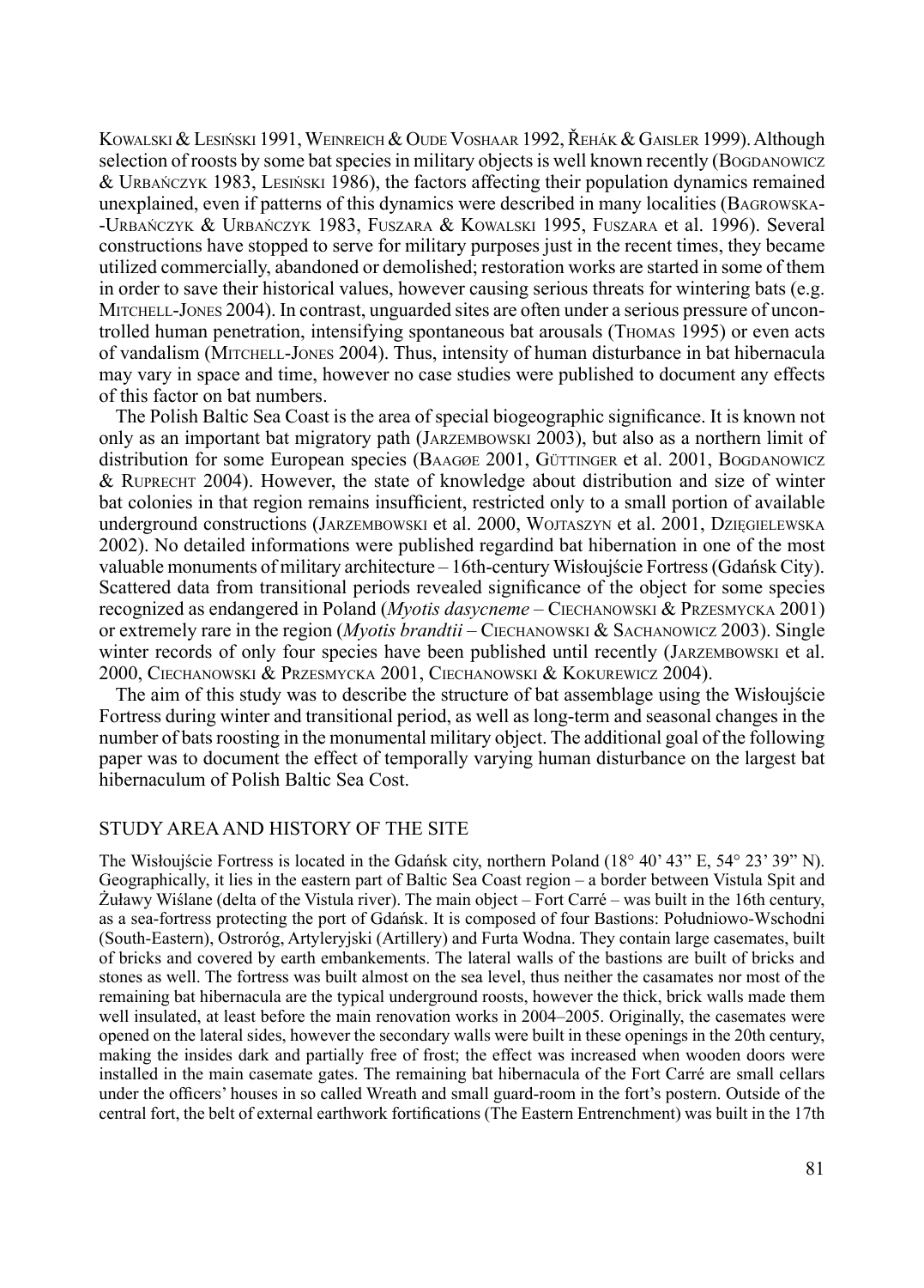Kowalski & Lesiński 1991, Weinreich & Oude Voshaar 1992, Řehák & Gaisler 1999). Although selection of roosts by some bat species in military objects is well known recently (Bogdanowicz & Urbańczyk 1983, Lesiński 1986), the factors affecting their population dynamics remained unexplained, even if patterns of this dynamics were described in many localities (Bagrowska-Urbańczyk & Urbańczyk 1983, Fuszara & Kowalski 1995, Fuszara et al. 1996). Several constructions have stopped to serve for military purposes just in the recent times, they became utilized commercially, abandoned or demolished; restoration works are started in some of them in order to save their historical values, however causing serious threats for wintering bats (e.g. Mitchell-Jones 2004). In contrast, unguarded sites are often under a serious pressure of uncontrolled human penetration, intensifying spontaneous bat arousals (Thomas 1995) or even acts of vandalism (Mitchell-Jones 2004). Thus, intensity of human disturbance in bat hibernacula may vary in space and time, however no case studies were published to document any effects of this factor on bat numbers.

The Polish Baltic Sea Coast is the area of special biogeographic significance. It is known not only as an important bat migratory path (Jarzembowski 2003), but also as a northern limit of distribution for some European species (Baagøe 2001, Güttinger et al. 2001, Bogdanowicz & Ruprecht 2004). However, the state of knowledge about distribution and size of winter bat colonies in that region remains insufficient, restricted only to a small portion of available underground constructions (Jarzembowski et al. 2000, Wojtaszyn et al. 2001, Dzięgielewska 2002). No detailed informations were published regardind bat hibernation in one of the most valuable monuments of military architecture – 16th-century Wisłoujście Fortress (Gdańsk City). Scattered data from transitional periods revealed significance of the object for some species recognized as endangered in Poland (*Myotis dasycneme* – Ciechanowski & Przesmycka 2001) or extremely rare in the region (*Myotis brandtii* – Ciechanowski & Sachanowicz 2003). Single winter records of only four species have been published until recently (Jarzembowski et al. 2000, Ciechanowski & Przesmycka 2001, Ciechanowski & Kokurewicz 2004).

The aim of this study was to describe the structure of bat assemblage using the Wisłoujście Fortress during winter and transitional period, as well as long-term and seasonal changes in the number of bats roosting in the monumental military object. The additional goal of the following paper was to document the effect of temporally varying human disturbance on the largest bat hibernaculum of Polish Baltic Sea Cost.

## STUDY AREA AND HISTORY OF THE SITE

The Wisłoujście Fortress is located in the Gdańsk city, northern Poland (18° 40' 43" E, 54° 23' 39" N). Geographically, it lies in the eastern part of Baltic Sea Coast region – a border between Vistula Spit and Żuławy Wiślane (delta of the Vistula river). The main object – Fort Carré – was built in the 16th century, as a sea-fortress protecting the port of Gdańsk. It is composed of four Bastions: Południowo-Wschodni (South-Eastern), Ostroróg, Artyleryjski (Artillery) and Furta Wodna. They contain large casemates, built of bricks and covered by earth embankements. The lateral walls of the bastions are built of bricks and stones as well. The fortress was built almost on the sea level, thus neither the casamates nor most of the remaining bat hibernacula are the typical underground roosts, however the thick, brick walls made them well insulated, at least before the main renovation works in 2004–2005. Originally, the casemates were opened on the lateral sides, however the secondary walls were built in these openings in the 20th century, making the insides dark and partially free of frost; the effect was increased when wooden doors were installed in the main casemate gates. The remaining bat hibernacula of the Fort Carré are small cellars under the officers' houses in so called Wreath and small guard-room in the fort's postern. Outside of the central fort, the belt of external earthwork fortifications (The Eastern Entrenchment) was built in the 17th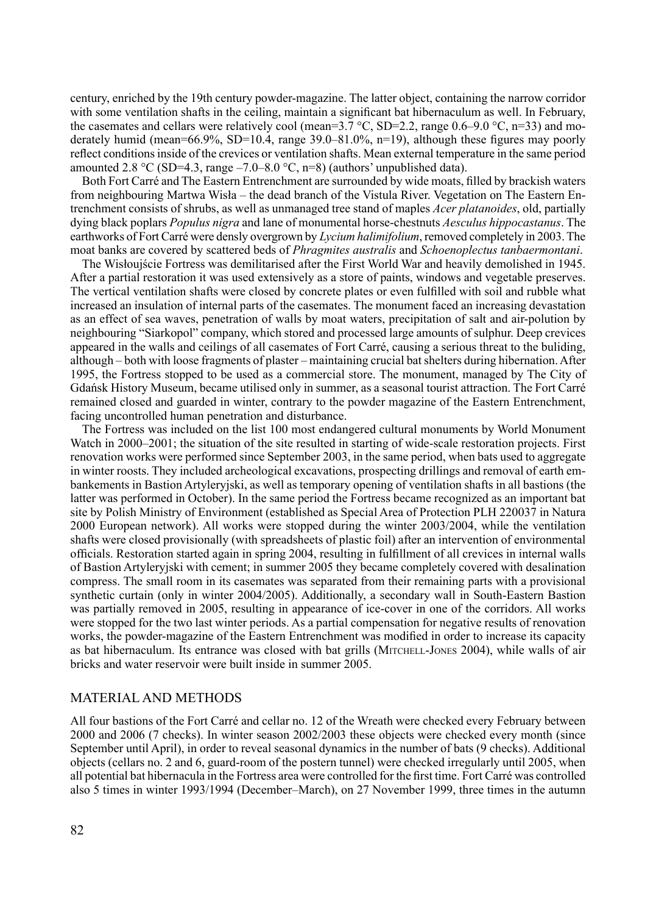century, enriched by the 19th century powder-magazine. The latter object, containing the narrow corridor with some ventilation shafts in the ceiling, maintain a significant bat hibernaculum as well. In February, the casemates and cellars were relatively cool (mean=3.7 °C, SD=2.2, range 0.6–9.0 °C, n=33) and moderately humid (mean=66.9%, SD=10.4, range 39.0–81.0%, n=19), although these figures may poorly reflect conditions inside of the crevices or ventilation shafts. Mean external temperature in the same period amounted 2.8 °C (SD=4.3, range –7.0–8.0 °C, n=8) (authors' unpublished data).

Both Fort Carré and The Eastern Entrenchment are surrounded by wide moats, filled by brackish waters from neighbouring Martwa Wisła – the dead branch of the Vistula River. Vegetation on The Eastern Entrenchment consists of shrubs, as well as unmanaged tree stand of maples *Acer platanoides*, old, partially dying black poplars *Populus nigra* and lane of monumental horse-chestnuts *Aesculus hippocastanus*. The earthworks of Fort Carré were densly overgrown by *Lycium halimifolium*, removed completely in 2003. The moat banks are covered by scattered beds of *Phragmites australis* and *Schoenoplectus tanbaermontani*.

The Wisłoujście Fortress was demilitarised after the First World War and heavily demolished in 1945. After a partial restoration it was used extensively as a store of paints, windows and vegetable preserves. The vertical ventilation shafts were closed by concrete plates or even fulfilled with soil and rubble what increased an insulation of internal parts of the casemates. The monument faced an increasing devastation as an effect of sea waves, penetration of walls by moat waters, precipitation of salt and air-polution by neighbouring "Siarkopol" company, which stored and processed large amounts of sulphur. Deep crevices appeared in the walls and ceilings of all casemates of Fort Carré, causing a serious threat to the buliding, although – both with loose fragments of plaster – maintaining crucial bat shelters during hibernation. After 1995, the Fortress stopped to be used as a commercial store. The monument, managed by The City of Gdańsk History Museum, became utilised only in summer, as a seasonal tourist attraction. The Fort Carré remained closed and guarded in winter, contrary to the powder magazine of the Eastern Entrenchment, facing uncontrolled human penetration and disturbance.

The Fortress was included on the list 100 most endangered cultural monuments by World Monument Watch in 2000–2001; the situation of the site resulted in starting of wide-scale restoration projects. First renovation works were performed since September 2003, in the same period, when bats used to aggregate in winter roosts. They included archeological excavations, prospecting drillings and removal of earth embankements in Bastion Artyleryjski, as well as temporary opening of ventilation shafts in all bastions (the latter was performed in October). In the same period the Fortress became recognized as an important bat site by Polish Ministry of Environment (established as Special Area of Protection PLH 220037 in Natura 2000 European network). All works were stopped during the winter 2003/2004, while the ventilation shafts were closed provisionally (with spreadsheets of plastic foil) after an intervention of environmental officials. Restoration started again in spring 2004, resulting in fulfillment of all crevices in internal walls of Bastion Artyleryjski with cement; in summer 2005 they became completely covered with desalination compress. The small room in its casemates was separated from their remaining parts with a provisional synthetic curtain (only in winter 2004/2005). Additionally, a secondary wall in South-Eastern Bastion was partially removed in 2005, resulting in appearance of ice-cover in one of the corridors. All works were stopped for the two last winter periods. As a partial compensation for negative results of renovation works, the powder-magazine of the Eastern Entrenchment was modified in order to increase its capacity as bat hibernaculum. Its entrance was closed with bat grills (Mitchell-Jones 2004), while walls of air bricks and water reservoir were built inside in summer 2005.

## MATERIAL AND METHODS

All four bastions of the Fort Carré and cellar no. 12 of the Wreath were checked every February between 2000 and 2006 (7 checks). In winter season 2002/2003 these objects were checked every month (since September until April), in order to reveal seasonal dynamics in the number of bats (9 checks). Additional objects (cellars no. 2 and 6, guard-room of the postern tunnel) were checked irregularly until 2005, when all potential bat hibernacula in the Fortress area were controlled for the first time. Fort Carré was controlled also 5 times in winter 1993/1994 (December–March), on 27 November 1999, three times in the autumn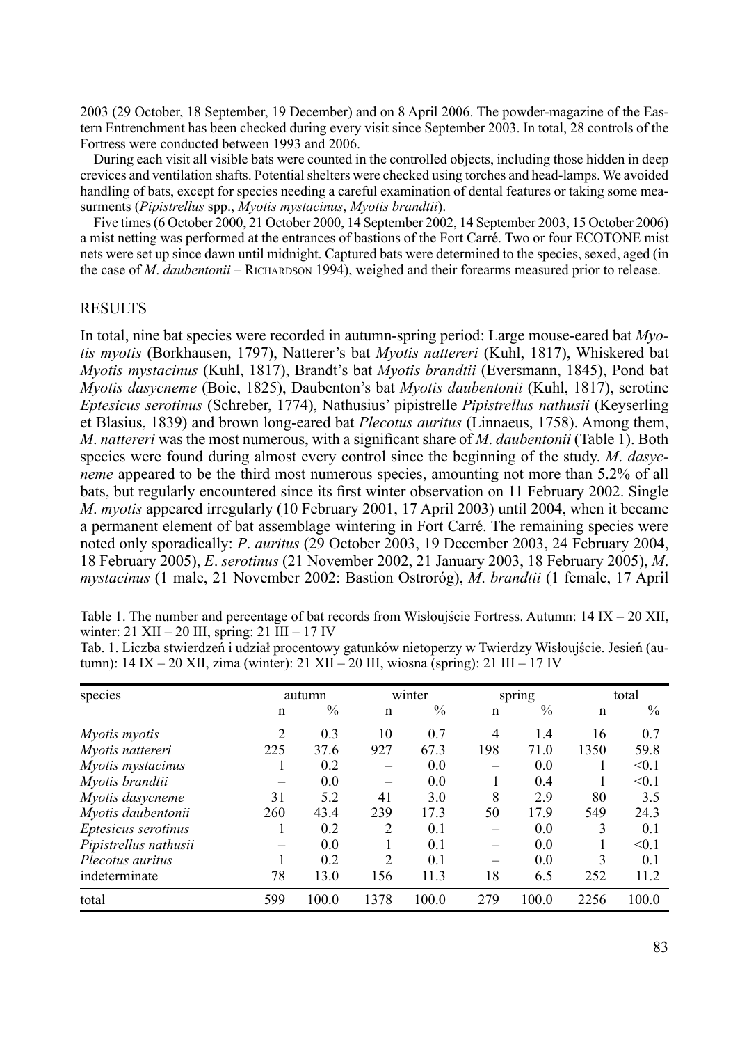2003 (29 October, 18 September, 19 December) and on 8 April 2006. The powder-magazine of the Eastern Entrenchment has been checked during every visit since September 2003. In total, 28 controls of the Fortress were conducted between 1993 and 2006.

During each visit all visible bats were counted in the controlled objects, including those hidden in deep crevices and ventilation shafts. Potential shelters were checked using torches and head-lamps. We avoided handling of bats, except for species needing a careful examination of dental features or taking some measurments (*Pipistrellus* spp., *Myotis mystacinus*, *Myotis brandtii*).

Five times (6 October 2000, 21 October 2000, 14 September 2002, 14 September 2003, 15 October 2006) a mist netting was performed at the entrances of bastions of the Fort Carré. Two or four ECOTONE mist nets were set up since dawn until midnight. Captured bats were determined to the species, sexed, aged (in the case of *M*. *daubentonii* – Richardson 1994), weighed and their forearms measured prior to release.

## RESULTS

In total, nine bat species were recorded in autumn-spring period: Large mouse-eared bat *Myotis myotis* (Borkhausen, 1797), Natterer's bat *Myotis nattereri* (Kuhl, 1817), Whiskered bat *Myotis mystacinus* (Kuhl, 1817), Brandt's bat *Myotis brandtii* (Eversmann, 1845), Pond bat *Myotis dasycneme* (Boie, 1825), Daubenton's bat *Myotis daubentonii* (Kuhl, 1817), serotine *Eptesicus serotinus* (Schreber, 1774), Nathusius' pipistrelle *Pipistrellus nathusii* (Keyserling et Blasius, 1839) and brown long-eared bat *Plecotus auritus* (Linnaeus, 1758). Among them, *M*. *nattereri* was the most numerous, with a significant share of *M*. *daubentonii* (Table 1). Both species were found during almost every control since the beginning of the study. *M*. *dasycneme* appeared to be the third most numerous species, amounting not more than 5.2% of all bats, but regularly encountered since its first winter observation on 11 February 2002. Single *M*. *myotis* appeared irregularly (10 February 2001, 17 April 2003) until 2004, when it became a permanent element of bat assemblage wintering in Fort Carré. The remaining species were noted only sporadically: *P*. *auritus* (29 October 2003, 19 December 2003, 24 February 2004, 18 February 2005), *E*. *serotinus* (21 November 2002, 21 January 2003, 18 February 2005), *M*. *mystacinus* (1 male, 21 November 2002: Bastion Ostroróg), *M*. *brandtii* (1 female, 17 April

Table 1. The number and percentage of bat records from Wisłoujście Fortress. Autumn: 14 IX – 20 XII, winter: 21 XII – 20 III, spring: 21 III – 17 IV

Tab. 1. Liczba stwierdzeń i udział procentowy gatunków nietoperzy w Twierdzy Wisłoujście. Jesień (autumn): 14 IX – 20 XII, zima (winter): 21 XII – 20 III, wiosna (spring): 21 III – 17 IV

| species | autumn | | winter | | spring | | total | |
|---|---|---|---|---|---|---|---|---|
| | n | % | n | % | n | % | n | % |
| *Myotis myotis* | 2 | 0.3 | 10 | 0.7 | 4 | 1.4 | 16 | 0.7 |
| *Myotis nattereri* | 225 | 37.6 | 927 | 67.3 | 198 | 71.0 | 1350 | 59.8 |
| *Myotis mystacinus* | 1 | 0.2 | – | 0.0 | – | 0.0 | 1 | <0.1 |
| *Myotis brandtii* | – | 0.0 | – | 0.0 | 1 | 0.4 | 1 | <0.1 |
| *Myotis dasycneme* | 31 | 5.2 | 41 | 3.0 | 8 | 2.9 | 80 | 3.5 |
| *Myotis daubentonii* | 260 | 43.4 | 239 | 17.3 | 50 | 17.9 | 549 | 24.3 |
| *Eptesicus serotinus* | 1 | 0.2 | 2 | 0.1 | – | 0.0 | 3 | 0.1 |
| *Pipistrellus nathusii* | – | 0.0 | 1 | 0.1 | – | 0.0 | 1 | <0.1 |
| *Plecotus auritus* | 1 | 0.2 | 2 | 0.1 | – | 0.0 | 3 | 0.1 |
| indeterminate | 78 | 13.0 | 156 | 11.3 | 18 | 6.5 | 252 | 11.2 |
| total | 599 | 100.0 | 1378 | 100.0 | 279 | 100.0 | 2256 | 100.0 |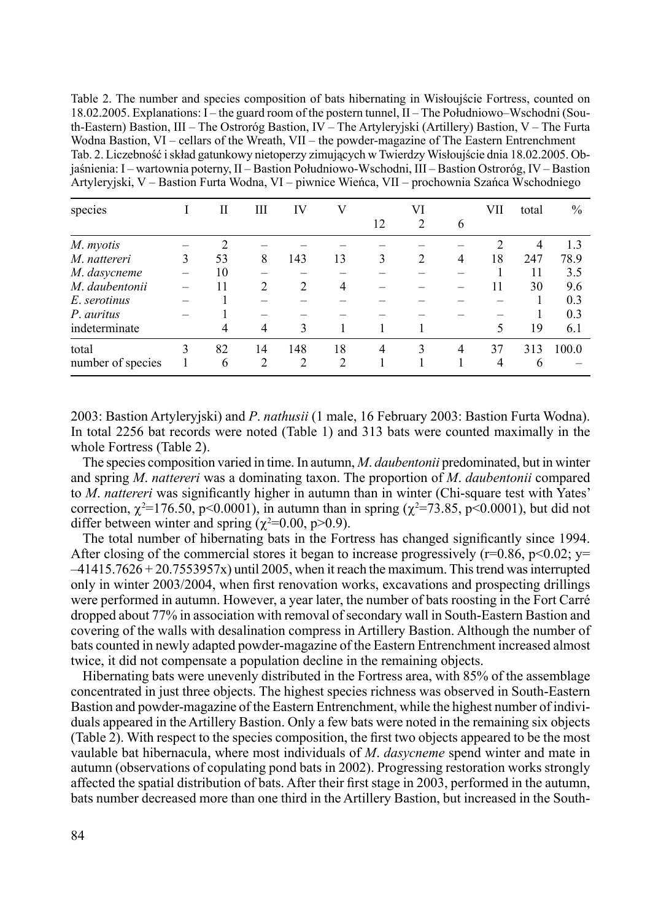Table 2. The number and species composition of bats hibernating in Wisłoujście Fortress, counted on 18.02.2005. Explanations: I – the guard room of the postern tunnel, II – The Południowo–Wschodni (South-Eastern) Bastion, III – The Ostroróg Bastion, IV – The Artyleryjski (Artillery) Bastion, V – The Furta Wodna Bastion, VI – cellars of the Wreath, VII – the powder-magazine of The Eastern Entrenchment

Tab. 2. Liczebność i skład gatunkowy nietoperzy zimujących w Twierdzy Wisłoujście dnia 18.02.2005. Objaśnienia: I – wartownia poterny, II – Bastion Południowo-Wschodni, III – Bastion Ostroróg, IV – Bastion Artyleryjski, V – Bastion Furta Wodna, VI – piwnice Wieńca, VII – prochownia Szańca Wschodniego

| species | I | II | III | IV | V | VI | | | VII | total | % |
|---|---|---|---|---|---|---|---|---|---|---|---|
| | | | | | | 12 | 2 | 6 | | | |
| *M. myotis* | – | 2 | – | – | – | – | – | – | 2 | 4 | 1.3 |
| *M. nattereri* | 3 | 53 | 8 | 143 | 13 | 3 | 2 | 4 | 18 | 247 | 78.9 |
| *M. dasycneme* | – | 10 | – | – | – | – | – | – | 1 | 11 | 3.5 |
| *M. daubentonii* | – | 11 | 2 | 2 | 4 | – | – | – | 11 | 30 | 9.6 |
| *E. serotinus* | – | 1 | – | – | – | – | – | – | – | 1 | 0.3 |
| *P. auritus* | – | 1 | – | – | – | – | – | – | – | 1 | 0.3 |
| indeterminate | | 4 | 4 | 3 | 1 | 1 | 1 | | 5 | 19 | 6.1 |
| total | 3 | 82 | 14 | 148 | 18 | 4 | 3 | 4 | 37 | 313 | 100.0 |
| number of species | 1 | 6 | 2 | 2 | 2 | 1 | 1 | 1 | 4 | 6 | – |

2003: Bastion Artyleryjski) and *P. nathusii* (1 male, 16 February 2003: Bastion Furta Wodna). In total 2256 bat records were noted (Table 1) and 313 bats were counted maximally in the whole Fortress (Table 2).

The species composition varied in time. In autumn, *M. daubentonii* predominated, but in winter and spring *M. nattereri* was a dominating taxon. The proportion of *M. daubentonii* compared to *M. nattereri* was significantly higher in autumn than in winter (Chi-square test with Yates' correction, $\chi^2=176.50$, $p<0.0001$), in autumn than in spring ($\chi^2=73.85$, $p<0.0001$), but did not differ between winter and spring ($\chi^2=0.00$, $p>0.9$).

The total number of hibernating bats in the Fortress has changed significantly since 1994. After closing of the commercial stores it began to increase progressively ($r=0.86$, $p<0.02$; $y=-41415.7626 + 20.7553957x$) until 2005, when it reach the maximum. This trend was interrupted only in winter 2003/2004, when first renovation works, excavations and prospecting drillings were performed in autumn. However, a year later, the number of bats roosting in the Fort Carré dropped about 77% in association with removal of secondary wall in South-Eastern Bastion and covering of the walls with desalination compress in Artillery Bastion. Although the number of bats counted in newly adapted powder-magazine of the Eastern Entrenchment increased almost twice, it did not compensate a population decline in the remaining objects.

Hibernating bats were unevenly distributed in the Fortress area, with 85% of the assemblage concentrated in just three objects. The highest species richness was observed in South-Eastern Bastion and powder-magazine of the Eastern Entrenchment, while the highest number of individuals appeared in the Artillery Bastion. Only a few bats were noted in the remaining six objects (Table 2). With respect to the species composition, the first two objects appeared to be the most vaulable bat hibernacula, where most individuals of *M. dasycneme* spend winter and mate in autumn (observations of copulating pond bats in 2002). Progressing restoration works strongly affected the spatial distribution of bats. After their first stage in 2003, performed in the autumn, bats number decreased more than one third in the Artillery Bastion, but increased in the South-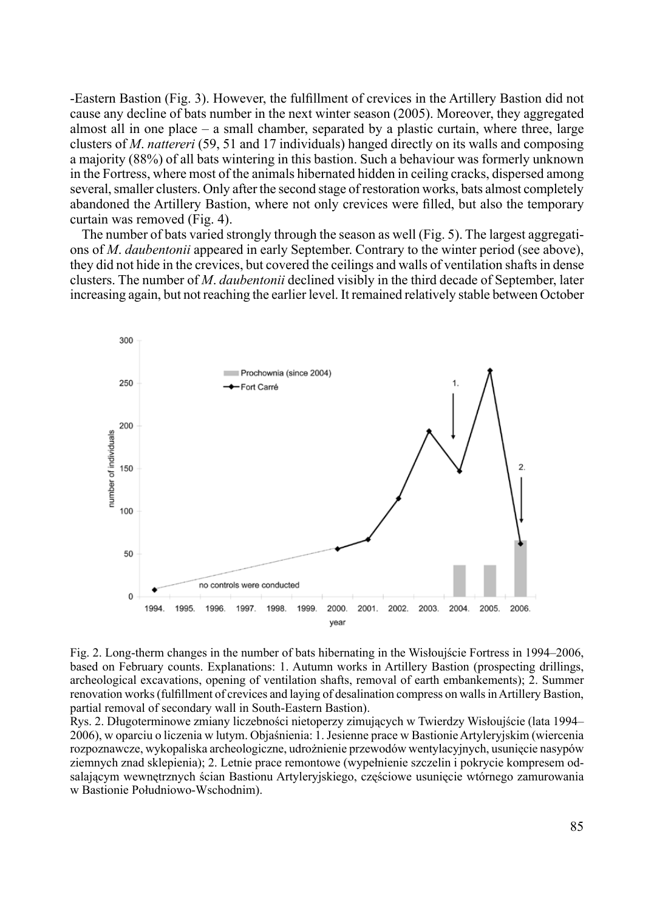-Eastern Bastion (Fig. 3). However, the fulfillment of crevices in the Artillery Bastion did not cause any decline of bats number in the next winter season (2005). Moreover, they aggregated almost all in one place – a small chamber, separated by a plastic curtain, where three, large clusters of *M. nattereri* (59, 51 and 17 individuals) hanged directly on its walls and composing a majority (88%) of all bats wintering in this bastion. Such a behaviour was formerly unknown in the Fortress, where most of the animals hibernated hidden in ceiling cracks, dispersed among several, smaller clusters. Only after the second stage of restoration works, bats almost completely abandoned the Artillery Bastion, where not only crevices were filled, but also the temporary curtain was removed (Fig. 4).

The number of bats varied strongly through the season as well (Fig. 5). The largest aggregations of *M. daubentonii* appeared in early September. Contrary to the winter period (see above), they did not hide in the crevices, but covered the ceilings and walls of ventilation shafts in dense clusters. The number of *M. daubentonii* declined visibly in the third decade of September, later increasing again, but not reaching the earlier level. It remained relatively stable between October

Fig. 2. Long-therm changes in the number of bats hibernating in the Wisłoujście Fortress in 1994–2006, based on February counts. Explanations: 1. Autumn works in Artillery Bastion (prospecting drillings, archeological excavations, opening of ventilation shafts, removal of earth embankements); 2. Summer renovation works (fulfillment of crevices and laying of desalination compress on walls in Artillery Bastion, partial removal of secondary wall in South-Eastern Bastion).

Rys. 2. Długoterminowe zmiany liczebności nietoperzy zimujących w Twierdzy Wisłoujście (lata 1994–2006), w oparciu o liczenia w lutym. Objaśnienia: 1. Jesienne prace w Bastionie Artyleryjskim (wiercenia rozpoznawcze, wykopaliska archeologiczne, udrożnienie przewodów wentylacyjnych, usunięcie nasypów ziemnych znad sklepienia); 2. Letnie prace remontowe (wypełnienie szczelin i pokrycie kompresem odsalającym wewnętrznych ścian Bastionu Artyleryjskiego, częściowe usunięcie wtórnego zamurowania w Bastionie Południowo-Wschodnim).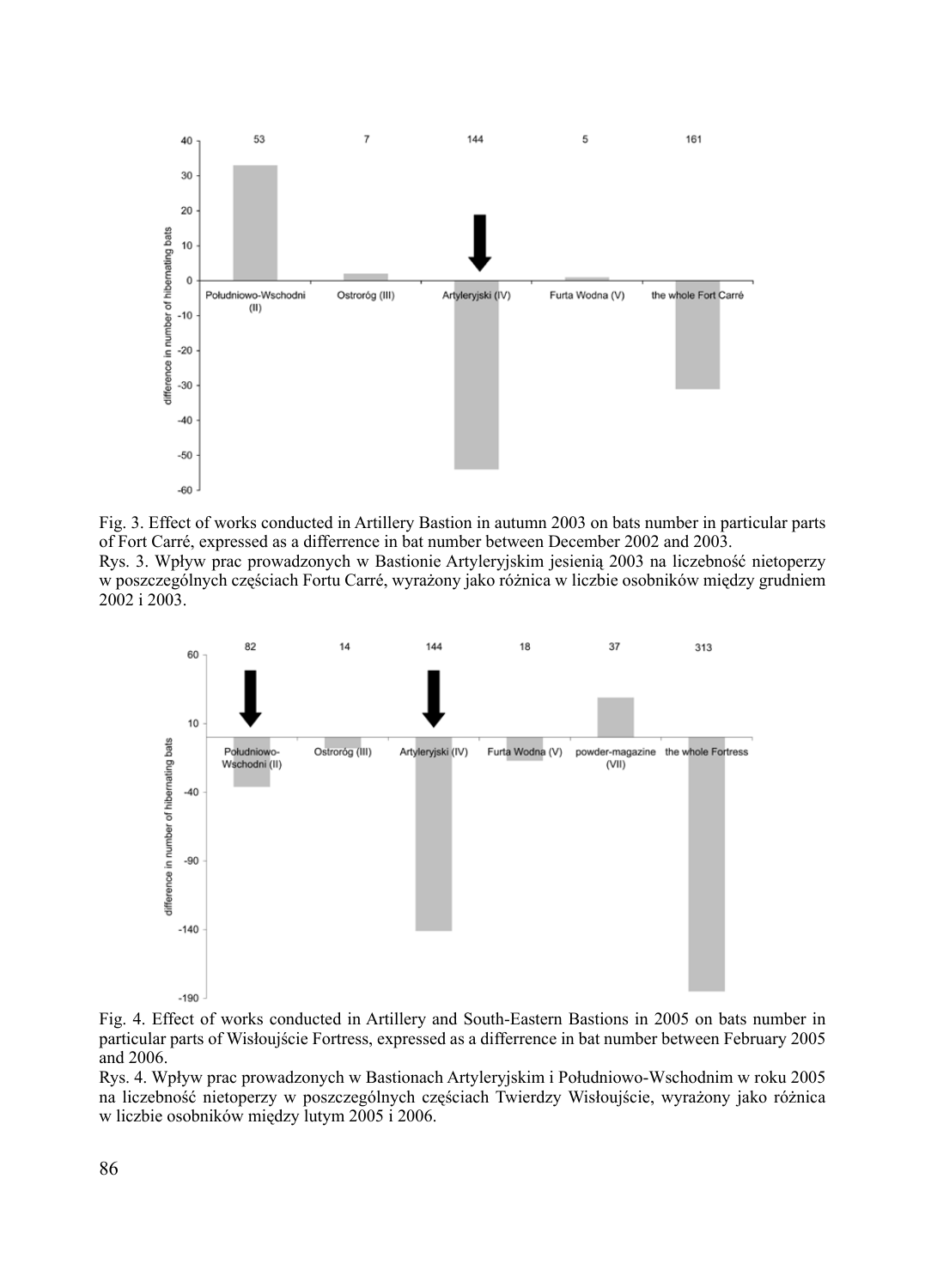Fig. 3. Effect of works conducted in Artillery Bastion in autumn 2003 on bats number in particular parts of Fort Carré, expressed as a differrence in bat number between December 2002 and 2003.
Rys. 3. Wpływ prac prowadzonych w Bastionie Artyleryjskim jesienią 2003 na liczebność nietoperzy w poszczególnych częściach Fortu Carré, wyrażony jako różnica w liczbie osobników między grudniem 2002 i 2003.

Fig. 4. Effect of works conducted in Artillery and South-Eastern Bastions in 2005 on bats number in particular parts of Wisłoujście Fortress, expressed as a differrence in bat number between February 2005 and 2006.
Rys. 4. Wpływ prac prowadzonych w Bastionach Artyleryjskim i Południowo-Wschodnim w roku 2005 na liczebność nietoperzy w poszczególnych częściach Twierdzy Wisłoujście, wyrażony jako różnica w liczbie osobników między lutym 2005 i 2006.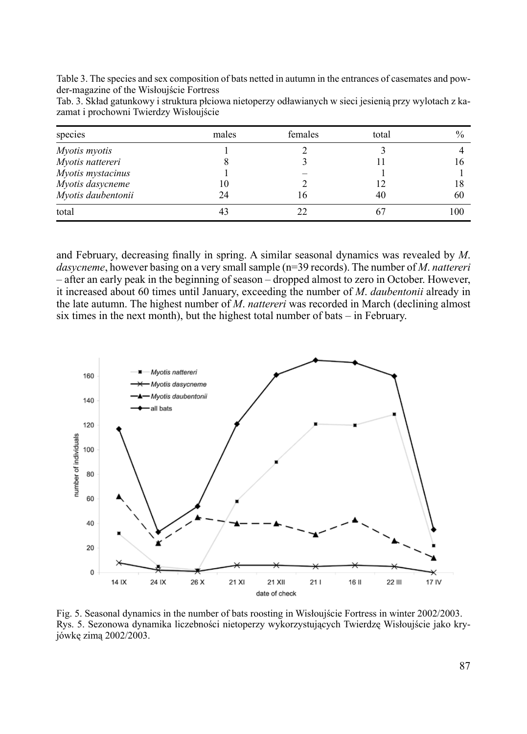Table 3. The species and sex composition of bats netted in autumn in the entrances of casemates and powder-magazine of the Wisłoujście Fortress

Tab. 3. Skład gatunkowy i struktura płciowa nietoperzy odławianych w sieci jesienią przy wylotach z kazamat i prochowni Twierdzy Wisłoujście

| species | males | females | total | % |
|---|---|---|---|---|
| *Myotis myotis* | 1 | 2 | 3 | 4 |
| *Myotis nattereri* | 8 | 3 | 11 | 16 |
| *Myotis mystacinus* | 1 | – | 1 | 1 |
| *Myotis dasycneme* | 10 | 2 | 12 | 18 |
| *Myotis daubentonii* | 24 | 16 | 40 | 60 |
| total | 43 | 22 | 67 | 100 |

and February, decreasing finally in spring. A similar seasonal dynamics was revealed by *M. dasycneme*, however basing on a very small sample (n=39 records). The number of *M. nattereri* – after an early peak in the beginning of season – dropped almost to zero in October. However, it increased about 60 times until January, exceeding the number of *M. daubentonii* already in the late autumn. The highest number of *M. nattereri* was recorded in March (declining almost six times in the next month), but the highest total number of bats – in February.

Fig. 5. Seasonal dynamics in the number of bats roosting in Wisłoujście Fortress in winter 2002/2003.

Rys. 5. Sezonowa dynamika liczebności nietoperzy wykorzystujących Twierdzę Wisłoujście jako kryjówkę zimą 2002/2003.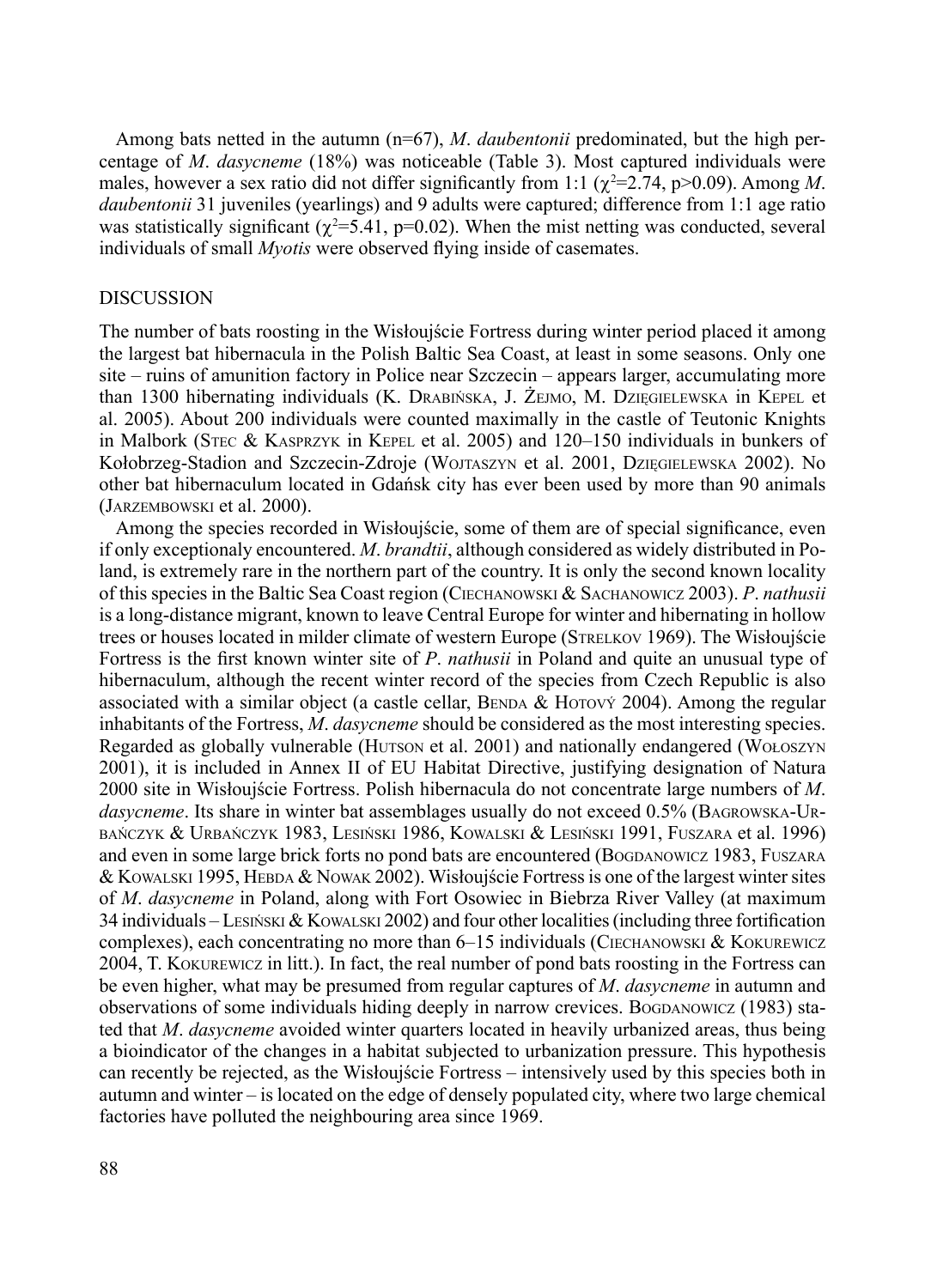Among bats netted in the autumn (n=67), *M. daubentonii* predominated, but the high percentage of *M. dasycneme* (18%) was noticeable (Table 3). Most captured individuals were males, however a sex ratio did not differ significantly from 1:1 ($\chi^2$=2.74, p>0.09). Among *M. daubentonii* 31 juveniles (yearlings) and 9 adults were captured; difference from 1:1 age ratio was statistically significant ($\chi^2$=5.41, p=0.02). When the mist netting was conducted, several individuals of small *Myotis* were observed flying inside of casemates.

## DISCUSSION

The number of bats roosting in the Wisłoujście Fortress during winter period placed it among the largest bat hibernacula in the Polish Baltic Sea Coast, at least in some seasons. Only one site – ruins of amunition factory in Police near Szczecin – appears larger, accumulating more than 1300 hibernating individuals (K. Drabińska, J. Żejmo, M. Dzięgielewska in Kepel et al. 2005). About 200 individuals were counted maximally in the castle of Teutonic Knights in Malbork (Stec & Kasprzyk in Kepel et al. 2005) and 120–150 individuals in bunkers of Kołobrzeg-Stadion and Szczecin-Zdroje (Wojtaszyn et al. 2001, Dzięgielewska 2002). No other bat hibernaculum located in Gdańsk city has ever been used by more than 90 animals (Jarzembowski et al. 2000).

Among the species recorded in Wisłoujście, some of them are of special significance, even if only exceptionaly encountered. *M. brandtii*, although considered as widely distributed in Poland, is extremely rare in the northern part of the country. It is only the second known locality of this species in the Baltic Sea Coast region (Ciechanowski & Sachanowicz 2003). *P. nathusii* is a long-distance migrant, known to leave Central Europe for winter and hibernating in hollow trees or houses located in milder climate of western Europe (Strelkov 1969). The Wisłoujście Fortress is the first known winter site of *P. nathusii* in Poland and quite an unusual type of hibernaculum, although the recent winter record of the species from Czech Republic is also associated with a similar object (a castle cellar, Benda & Hotový 2004). Among the regular inhabitants of the Fortress, *M. dasycneme* should be considered as the most interesting species. Regarded as globally vulnerable (Hutson et al. 2001) and nationally endangered (Wołoszyn 2001), it is included in Annex II of EU Habitat Directive, justifying designation of Natura 2000 site in Wisłoujście Fortress. Polish hibernacula do not concentrate large numbers of *M. dasycneme*. Its share in winter bat assemblages usually do not exceed 0.5% (Bagrowska-Urbańczyk & Urbańczyk 1983, Lesiński 1986, Kowalski & Lesiński 1991, Fuszara et al. 1996) and even in some large brick forts no pond bats are encountered (Bogdanowicz 1983, Fuszara & Kowalski 1995, Hebda & Nowak 2002). Wisłoujście Fortress is one of the largest winter sites of *M. dasycneme* in Poland, along with Fort Osowiec in Biebrza River Valley (at maximum 34 individuals – Lesiński & Kowalski 2002) and four other localities (including three fortification complexes), each concentrating no more than 6–15 individuals (Ciechanowski & Kokurewicz 2004, T. Kokurewicz in litt.). In fact, the real number of pond bats roosting in the Fortress can be even higher, what may be presumed from regular captures of *M. dasycneme* in autumn and observations of some individuals hiding deeply in narrow crevices. Bogdanowicz (1983) stated that *M. dasycneme* avoided winter quarters located in heavily urbanized areas, thus being a bioindicator of the changes in a habitat subjected to urbanization pressure. This hypothesis can recently be rejected, as the Wisłoujście Fortress – intensively used by this species both in autumn and winter – is located on the edge of densely populated city, where two large chemical factories have polluted the neighbouring area since 1969.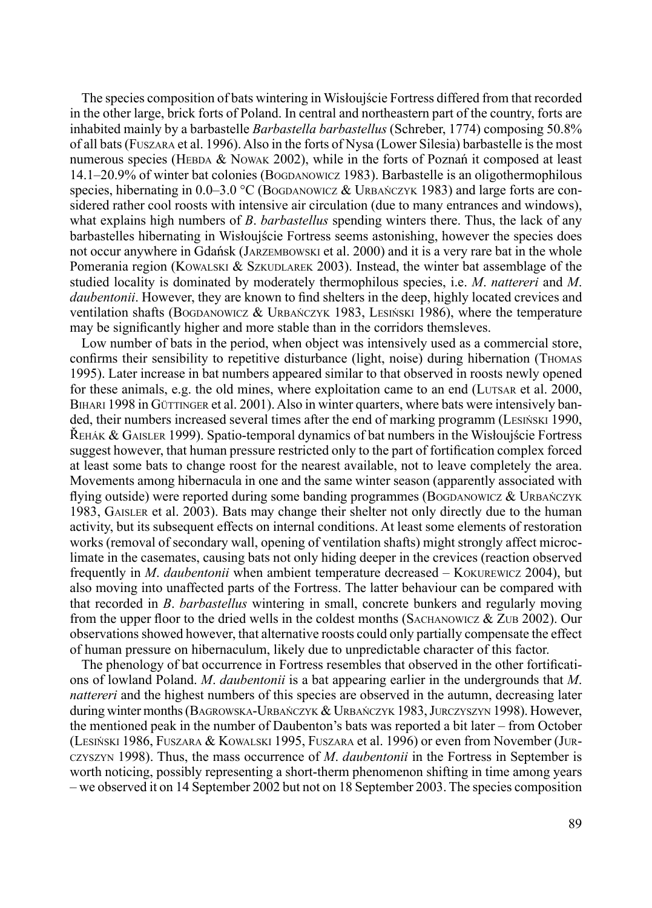The species composition of bats wintering in Wisłoujście Fortress differed from that recorded in the other large, brick forts of Poland. In central and northeastern part of the country, forts are inhabited mainly by a barbastelle *Barbastella barbastellus* (Schreber, 1774) composing 50.8% of all bats (Fuszara et al. 1996). Also in the forts of Nysa (Lower Silesia) barbastelle is the most numerous species (Hebda & Nowak 2002), while in the forts of Poznań it composed at least 14.1–20.9% of winter bat colonies (Bogdanowicz 1983). Barbastelle is an oligothermophilous species, hibernating in 0.0–3.0 °C (Bogdanowicz & Urbańczyk 1983) and large forts are considered rather cool roosts with intensive air circulation (due to many entrances and windows), what explains high numbers of *B*. *barbastellus* spending winters there. Thus, the lack of any barbastelles hibernating in Wisłoujście Fortress seems astonishing, however the species does not occur anywhere in Gdańsk (Jarzembowski et al. 2000) and it is a very rare bat in the whole Pomerania region (Kowalski & Szkudlarek 2003). Instead, the winter bat assemblage of the studied locality is dominated by moderately thermophilous species, i.e. *M*. *nattereri* and *M*. *daubentonii*. However, they are known to find shelters in the deep, highly located crevices and ventilation shafts (Bogdanowicz & Urbańczyk 1983, Lesiński 1986), where the temperature may be significantly higher and more stable than in the corridors themsleves.

Low number of bats in the period, when object was intensively used as a commercial store, confirms their sensibility to repetitive disturbance (light, noise) during hibernation (Thomas 1995). Later increase in bat numbers appeared similar to that observed in roosts newly opened for these animals, e.g. the old mines, where exploitation came to an end (Lutsar et al. 2000, Bihari 1998 in Güttinger et al. 2001). Also in winter quarters, where bats were intensively banded, their numbers increased several times after the end of marking programm (Lesiński 1990, Řehák & Gaisler 1999). Spatio-temporal dynamics of bat numbers in the Wisłoujście Fortress suggest however, that human pressure restricted only to the part of fortification complex forced at least some bats to change roost for the nearest available, not to leave completely the area. Movements among hibernacula in one and the same winter season (apparently associated with flying outside) were reported during some banding programmes (Bogdanowicz & Urbańczyk 1983, Gaisler et al. 2003). Bats may change their shelter not only directly due to the human activity, but its subsequent effects on internal conditions. At least some elements of restoration works (removal of secondary wall, opening of ventilation shafts) might strongly affect microclimate in the casemates, causing bats not only hiding deeper in the crevices (reaction observed frequently in *M*. *daubentonii* when ambient temperature decreased – Kokurewicz 2004), but also moving into unaffected parts of the Fortress. The latter behaviour can be compared with that recorded in *B*. *barbastellus* wintering in small, concrete bunkers and regularly moving from the upper floor to the dried wells in the coldest months (Sachanowicz & Zub 2002). Our observations showed however, that alternative roosts could only partially compensate the effect of human pressure on hibernaculum, likely due to unpredictable character of this factor.

The phenology of bat occurrence in Fortress resembles that observed in the other fortifications of lowland Poland. *M*. *daubentonii* is a bat appearing earlier in the undergrounds that *M*. *nattereri* and the highest numbers of this species are observed in the autumn, decreasing later during winter months (Bagrowska-Urbańczyk & Urbańczyk 1983, Jurczyszyn 1998). However, the mentioned peak in the number of Daubenton's bats was reported a bit later – from October (Lesiński 1986, Fuszara & Kowalski 1995, Fuszara et al. 1996) or even from November (Jurczyszyn 1998). Thus, the mass occurrence of *M*. *daubentonii* in the Fortress in September is worth noticing, possibly representing a short-therm phenomenon shifting in time among years – we observed it on 14 September 2002 but not on 18 September 2003. The species composition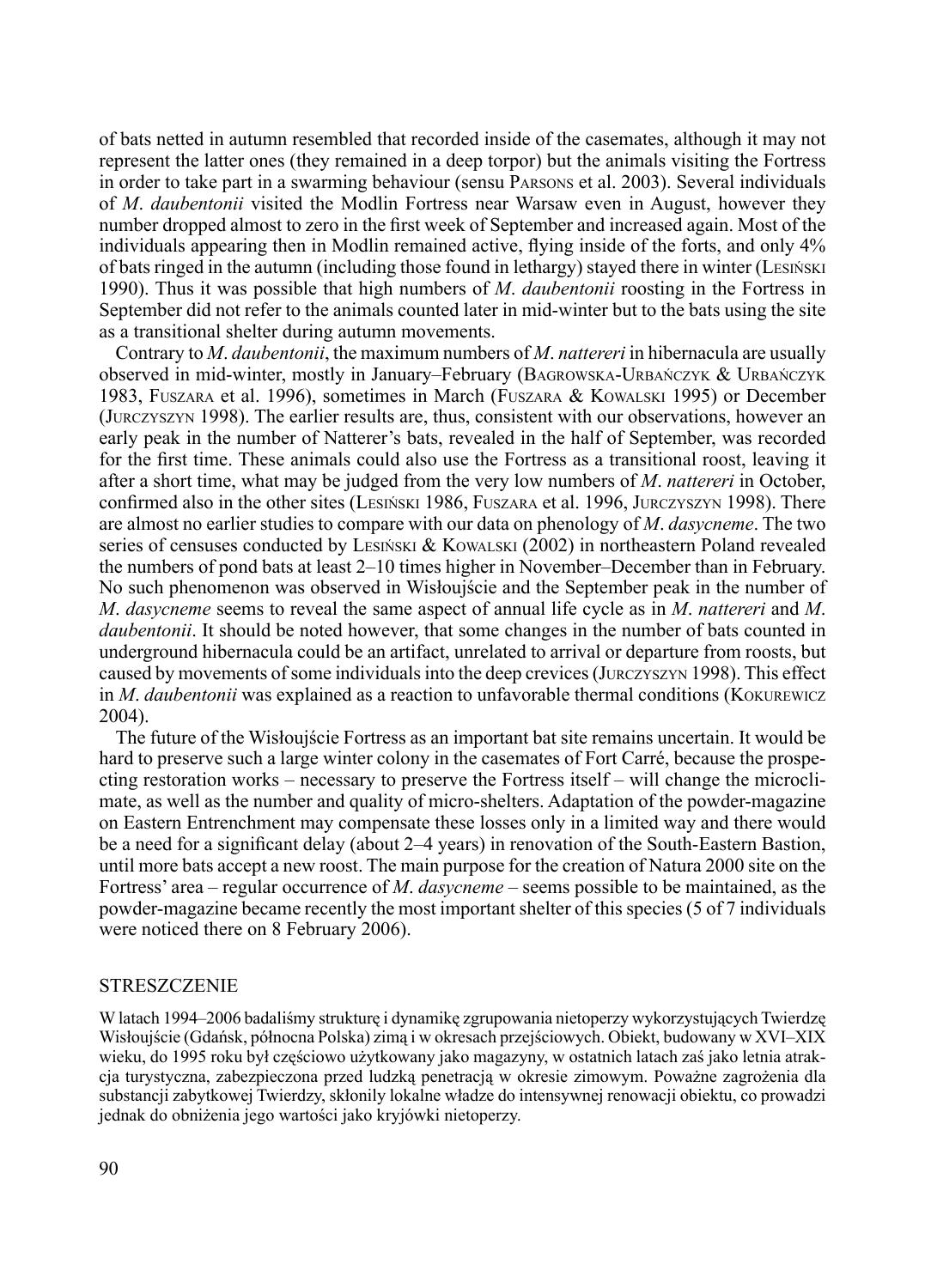of bats netted in autumn resembled that recorded inside of the casemates, although it may not represent the latter ones (they remained in a deep torpor) but the animals visiting the Fortress in order to take part in a swarming behaviour (sensu Parsons et al. 2003). Several individuals of *M. daubentonii* visited the Modlin Fortress near Warsaw even in August, however they number dropped almost to zero in the first week of September and increased again. Most of the individuals appearing then in Modlin remained active, flying inside of the forts, and only 4% of bats ringed in the autumn (including those found in lethargy) stayed there in winter (Lesiński 1990). Thus it was possible that high numbers of *M. daubentonii* roosting in the Fortress in September did not refer to the animals counted later in mid-winter but to the bats using the site as a transitional shelter during autumn movements.

Contrary to *M. daubentonii*, the maximum numbers of *M. nattereri* in hibernacula are usually observed in mid-winter, mostly in January–February (Bagrowska-Urbańczyk & Urbańczyk 1983, Fuszara et al. 1996), sometimes in March (Fuszara & Kowalski 1995) or December (Jurczyszyn 1998). The earlier results are, thus, consistent with our observations, however an early peak in the number of Natterer's bats, revealed in the half of September, was recorded for the first time. These animals could also use the Fortress as a transitional roost, leaving it after a short time, what may be judged from the very low numbers of *M. nattereri* in October, confirmed also in the other sites (Lesiński 1986, Fuszara et al. 1996, Jurczyszyn 1998). There are almost no earlier studies to compare with our data on phenology of *M. dasycneme*. The two series of censuses conducted by Lesiński & Kowalski (2002) in northeastern Poland revealed the numbers of pond bats at least 2–10 times higher in November–December than in February. No such phenomenon was observed in Wisłoujście and the September peak in the number of *M. dasycneme* seems to reveal the same aspect of annual life cycle as in *M. nattereri* and *M. daubentonii*. It should be noted however, that some changes in the number of bats counted in underground hibernacula could be an artifact, unrelated to arrival or departure from roosts, but caused by movements of some individuals into the deep crevices (Jurczyszyn 1998). This effect in *M. daubentonii* was explained as a reaction to unfavorable thermal conditions (Kokurewicz 2004).

The future of the Wisłoujście Fortress as an important bat site remains uncertain. It would be hard to preserve such a large winter colony in the casemates of Fort Carré, because the prospecting restoration works – necessary to preserve the Fortress itself – will change the microclimate, as well as the number and quality of micro-shelters. Adaptation of the powder-magazine on Eastern Entrenchment may compensate these losses only in a limited way and there would be a need for a significant delay (about 2–4 years) in renovation of the South-Eastern Bastion, until more bats accept a new roost. The main purpose for the creation of Natura 2000 site on the Fortress' area – regular occurrence of *M. dasycneme* – seems possible to be maintained, as the powder-magazine became recently the most important shelter of this species (5 of 7 individuals were noticed there on 8 February 2006).

## STRESZCZENIE

W latach 1994–2006 badaliśmy strukturę i dynamikę zgrupowania nietoperzy wykorzystujących Twierdzę Wisłoujście (Gdańsk, północna Polska) zimą i w okresach przejściowych. Obiekt, budowany w XVI–XIX wieku, do 1995 roku był częściowo użytkowany jako magazyny, w ostatnich latach zaś jako letnia atrakcja turystyczna, zabezpieczona przed ludzką penetracją w okresie zimowym. Poważne zagrożenia dla substancji zabytkowej Twierdzy, skłoniły lokalne władze do intensywnej renowacji obiektu, co prowadzi jednak do obniżenia jego wartości jako kryjówki nietoperzy.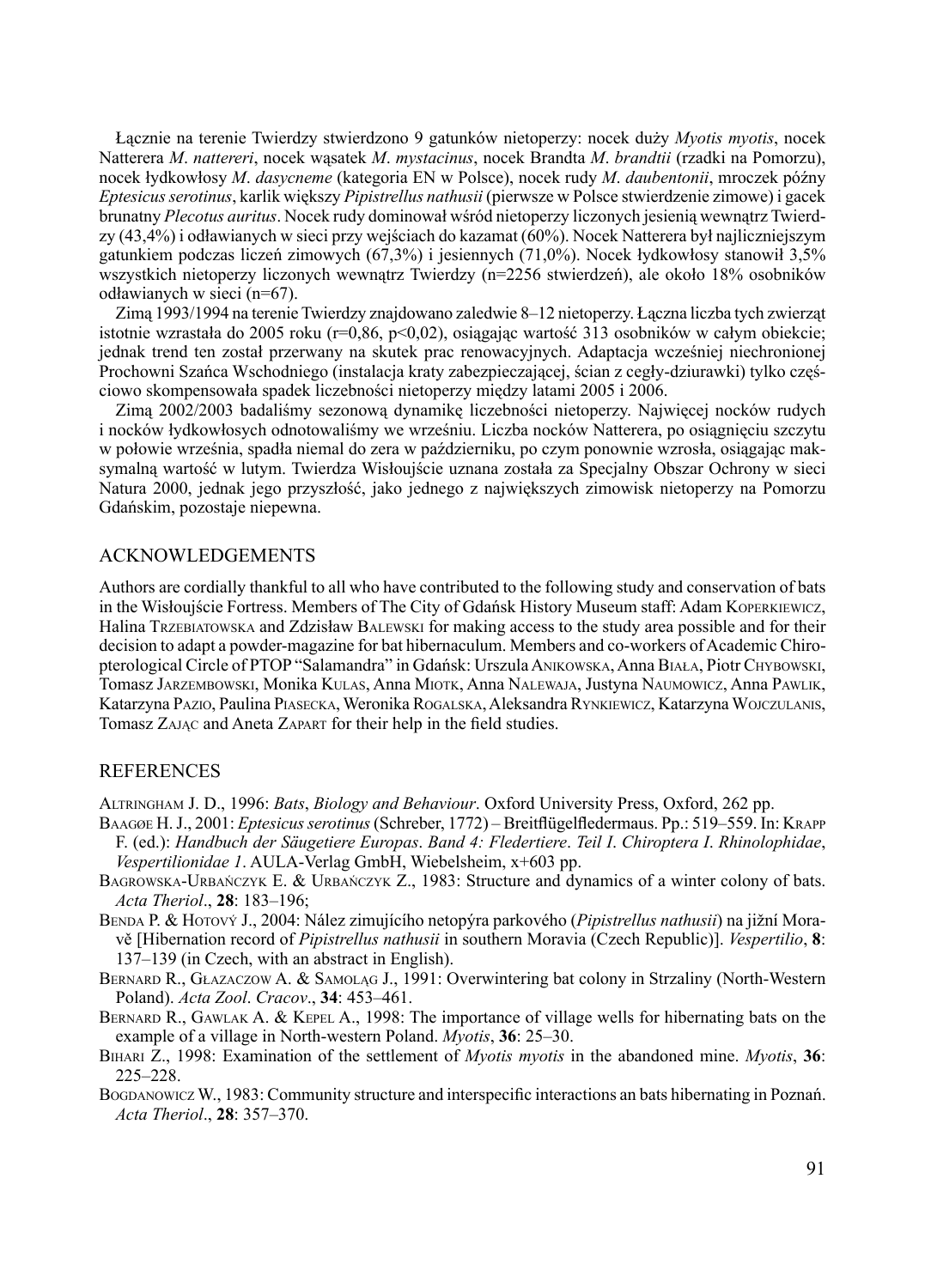Łącznie na terenie Twierdzy stwierdzono 9 gatunków nietoperzy: nocek duży *Myotis myotis*, nocek Natterera *M. nattereri*, nocek wąsatek *M. mystacinus*, nocek Brandta *M. brandtii* (rzadki na Pomorzu), nocek łydkowłosy *M. dasycneme* (kategoria EN w Polsce), nocek rudy *M. daubentonii*, mroczek późny *Eptesicus serotinus*, karlik większy *Pipistrellus nathusii* (pierwsze w Polsce stwierdzenie zimowe) i gacek brunatny *Plecotus auritus*. Nocek rudy dominował wśród nietoperzy liczonych jesienią wewnątrz Twierdzy (43,4%) i odławianych w sieci przy wejściach do kazamat (60%). Nocek Natterera był najliczniejszym gatunkiem podczas liczeń zimowych (67,3%) i jesiennych (71,0%). Nocek łydkowłosy stanowił 3,5% wszystkich nietoperzy liczonych wewnątrz Twierdzy (n=2256 stwierdzeń), ale około 18% osobników odławianych w sieci (n=67).

Zimą 1993/1994 na terenie Twierdzy znajdowano zaledwie 8–12 nietoperzy. Łączna liczba tych zwierząt istotnie wzrastała do 2005 roku ($r=0,86$, $p<0,02$), osiągając wartość 313 osobników w całym obiekcie; jednak trend ten został przerwany na skutek prac renowacyjnych. Adaptacja wcześniej niechronionej Prochowni Szańca Wschodniego (instalacja kraty zabezpieczającej, ścian z cegły-dziurawki) tylko częściowo skompensowała spadek liczebności nietoperzy między latami 2005 i 2006.

Zimą 2002/2003 badaliśmy sezonową dynamikę liczebności nietoperzy. Najwięcej nocków rudych i nocków łydkowłosych odnotowaliśmy we wrześniu. Liczba nocków Natterera, po osiągnięciu szczytu w połowie września, spadła niemal do zera w październiku, po czym ponownie wzrosła, osiągając maksymalną wartość w lutym. Twierdza Wisłoujście uznana została za Specjalny Obszar Ochrony w sieci Natura 2000, jednak jego przyszłość, jako jednego z największych zimowisk nietoperzy na Pomorzu Gdańskim, pozostaje niepewna.

## ACKNOWLEDGEMENTS

Authors are cordially thankful to all who have contributed to the following study and conservation of bats in the Wisłoujście Fortress. Members of The City of Gdańsk History Museum staff: Adam Koperkiewicz, Halina Trzebiatowska and Zdzisław Balewski for making access to the study area possible and for their decision to adapt a powder-magazine for bat hibernaculum. Members and co-workers of Academic Chiropterological Circle of PTOP "Salamandra" in Gdańsk: Urszula Anikowska, Anna Biała, Piotr Chybowski, Tomasz Jarzembowski, Monika Kulas, Anna Miotk, Anna Nalewaja, Justyna Naumowicz, Anna Pawlik, Katarzyna Pazio, Paulina Piasecka, Weronika Rogalska, Aleksandra Rynkiewicz, Katarzyna Wojczulanis, Tomasz Zając and Aneta Zapart for their help in the field studies.

## REFERENCES

Altringham J. D., 1996: *Bats*, *Biology and Behaviour*. Oxford University Press, Oxford, 262 pp.

Baagøe H. J., 2001: *Eptesicus serotinus* (Schreber, 1772) – Breitflügelfledermaus. Pp.: 519–559. In: Krapp F. (ed.): *Handbuch der Säugetiere Europas*. *Band 4: Fledertiere*. *Teil I*. *Chiroptera I*. *Rhinolophidae*, *Vespertilionidae 1*. AULA-Verlag GmbH, Wiebelsheim, x+603 pp.

Bagrowska-Urbańczyk E. & Urbańczyk Z., 1983: Structure and dynamics of a winter colony of bats. *Acta Theriol*., **28**: 183–196;

Benda P. & Hotový J., 2004: Nález zimujícího netopýra parkového (*Pipistrellus nathusii*) na jižní Moravě [Hibernation record of *Pipistrellus nathusii* in southern Moravia (Czech Republic)]. *Vespertilio*, **8**: 137–139 (in Czech, with an abstract in English).

Bernard R., Głazaczow A. & Samoląg J., 1991: Overwintering bat colony in Strzaliny (North-Western Poland). *Acta Zool*. *Cracov*., **34**: 453–461.

Bernard R., Gawlak A. & Kepel A., 1998: The importance of village wells for hibernating bats on the example of a village in North-western Poland. *Myotis*, **36**: 25–30.

Bihari Z., 1998: Examination of the settlement of *Myotis myotis* in the abandoned mine. *Myotis*, **36**: 225–228.

Bogdanowicz W., 1983: Community structure and interspecific interactions an bats hibernating in Poznań. *Acta Theriol*., **28**: 357–370.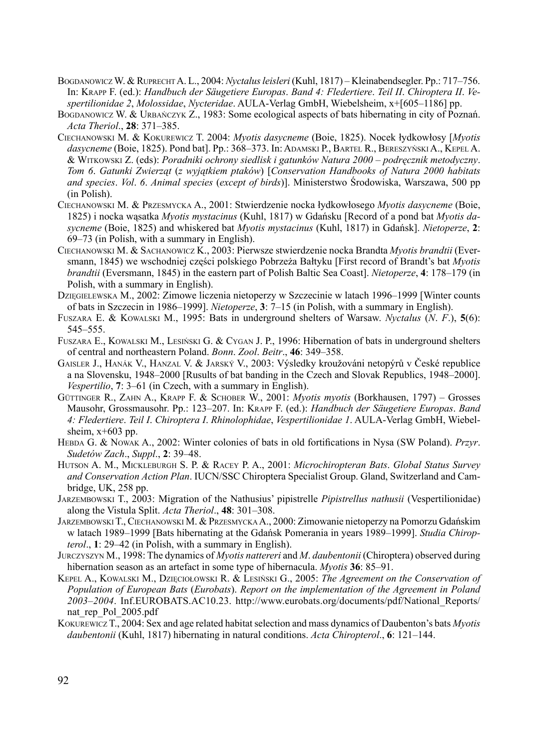Bogdanowicz W. & Ruprecht A. L., 2004: *Nyctalus leisleri* (Kuhl, 1817) – Kleinabendsegler. Pp.: 717–756. In: Krapp F. (ed.): *Handbuch der Säugetiere Europas*. *Band 4: Fledertiere*. *Teil II*. *Chiroptera II*. *Vespertilionidae 2*, *Molossidae*, *Nycteridae*. AULA-Verlag GmbH, Wiebelsheim, x+[605–1186] pp.

Bogdanowicz W. & Urbańczyk Z., 1983: Some ecological aspects of bats hibernating in city of Poznań. *Acta Theriol*., **28**: 371–385.

Ciechanowski M. & Kokurewicz T. 2004: *Myotis dasycneme* (Boie, 1825). Nocek łydkowłosy [*Myotis dasycneme* (Boie, 1825). Pond bat]. Pp.: 368–373. In: Adamski P., Bartel R., Bereszyński A., Kepel A. & Witkowski Z. (eds): *Poradniki ochrony siedlisk i gatunków Natura 2000 – podręcznik metodyczny*. *Tom 6*. *Gatunki Zwierząt* (*z wyjątkiem ptaków*) [*Conservation Handbooks of Natura 2000 habitats and species*. *Vol*. *6*. *Animal species* (*except of birds*)]. Ministerstwo Środowiska, Warszawa, 500 pp (in Polish).

Ciechanowski M. & Przesmycka A., 2001: Stwierdzenie nocka łydkowłosego *Myotis dasycneme* (Boie, 1825) i nocka wąsatka *Myotis mystacinus* (Kuhl, 1817) w Gdańsku [Record of a pond bat *Myotis dasycneme* (Boie, 1825) and whiskered bat *Myotis mystacinus* (Kuhl, 1817) in Gdańsk]. *Nietoperze*, **2**: 69–73 (in Polish, with a summary in English).

Ciechanowski M. & Sachanowicz K., 2003: Pierwsze stwierdzenie nocka Brandta *Myotis brandtii* (Eversmann, 1845) we wschodniej części polskiego Pobrzeża Bałtyku [First record of Brandt's bat *Myotis brandtii* (Eversmann, 1845) in the eastern part of Polish Baltic Sea Coast]. *Nietoperze*, **4**: 178–179 (in Polish, with a summary in English).

Dzięgielewska M., 2002: Zimowe liczenia nietoperzy w Szczecinie w latach 1996–1999 [Winter counts of bats in Szczecin in 1986–1999]. *Nietoperze*, **3**: 7–15 (in Polish, with a summary in English).

Fuszara E. & Kowalski M., 1995: Bats in underground shelters of Warsaw. *Nyctalus* (*N*. *F*.), **5**(6): 545–555.

Fuszara E., Kowalski M., Lesiński G. & Cygan J. P., 1996: Hibernation of bats in underground shelters of central and northeastern Poland. *Bonn*. *Zool*. *Beitr*., **46**: 349–358.

Gaisler J., Hanák V., Hanzal V. & Jarský V., 2003: Výsledky kroužováni netopýrů v České republice a na Slovensku, 1948–2000 [Rusults of bat banding in the Czech and Slovak Republics, 1948–2000]. *Vespertilio*, **7**: 3–61 (in Czech, with a summary in English).

Güttinger R., Zahn A., Krapp F. & Schober W., 2001: *Myotis myotis* (Borkhausen, 1797) – Grosses Mausohr, Grossmausohr. Pp.: 123–207. In: Krapp F. (ed.): *Handbuch der Säugetiere Europas*. *Band 4: Fledertiere*. *Teil I*. *Chiroptera I*. *Rhinolophidae*, *Vespertilionidae 1*. AULA-Verlag GmbH, Wiebelsheim, x+603 pp.

Hebda G. & Nowak A., 2002: Winter colonies of bats in old fortifications in Nysa (SW Poland). *Przyr*. *Sudetów Zach*., *Suppl*., **2**: 39–48.

Hutson A. M., Mickleburgh S. P. & Racey P. A., 2001: *Microchiropteran Bats*. *Global Status Survey and Conservation Action Plan*. IUCN/SSC Chiroptera Specialist Group. Gland, Switzerland and Cambridge, UK, 258 pp.

Jarzembowski T., 2003: Migration of the Nathusius' pipistrelle *Pipistrellus nathusii* (Vespertilionidae) along the Vistula Split. *Acta Theriol*., **48**: 301–308.

Jarzembowski T., Ciechanowski M. & Przesmycka A., 2000: Zimowanie nietoperzy na Pomorzu Gdańskim w latach 1989–1999 [Bats hibernating at the Gdańsk Pomerania in years 1989–1999]. *Studia Chiropterol*., **1**: 29–42 (in Polish, with a summary in English).

Jurczyszyn M., 1998: The dynamics of *Myotis nattereri* and *M*. *daubentonii* (Chiroptera) observed during hibernation season as an artefact in some type of hibernacula. *Myotis* **36**: 85–91.

Kepel A., Kowalski M., Dzięciołowski R. & Lesiński G., 2005: *The Agreement on the Conservation of Population of European Bats* (*Eurobats*). *Report on the implementation of the Agreement in Poland 2003–2004*. Inf.EUROBATS.AC10.23. http://www.eurobats.org/documents/pdf/National_Reports/nat_rep_Pol_2005.pdf

Kokurewicz T., 2004: Sex and age related habitat selection and mass dynamics of Daubenton's bats *Myotis daubentonii* (Kuhl, 1817) hibernating in natural conditions. *Acta Chiropterol*., **6**: 121–144.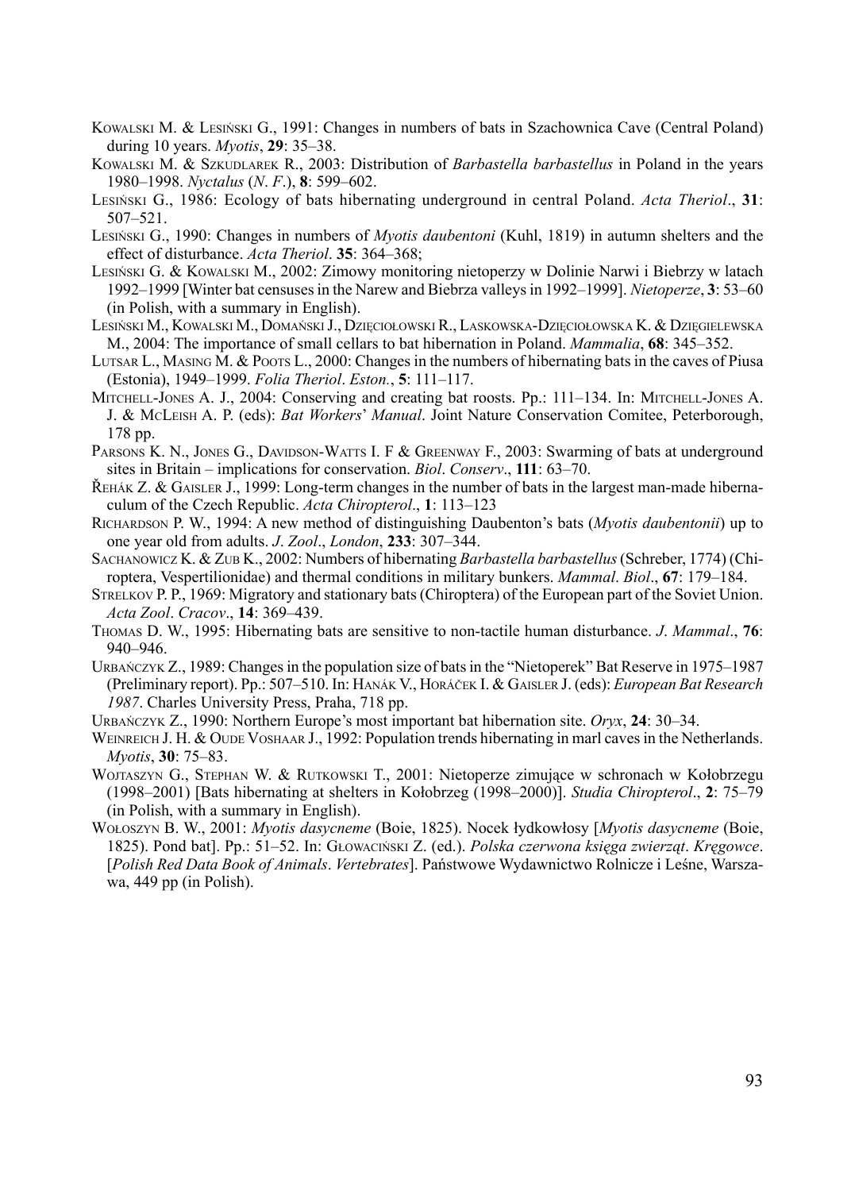Kowalski M. & Lesiński G., 1991: Changes in numbers of bats in Szachownica Cave (Central Poland) during 10 years. *Myotis*, **29**: 35–38.

Kowalski M. & Szkudlarek R., 2003: Distribution of *Barbastella barbastellus* in Poland in the years 1980–1998. *Nyctalus* (*N. F.*), **8**: 599–602.

Lesiński G., 1986: Ecology of bats hibernating underground in central Poland. *Acta Theriol*., **31**: 507–521.

Lesiński G., 1990: Changes in numbers of *Myotis daubentoni* (Kuhl, 1819) in autumn shelters and the effect of disturbance. *Acta Theriol*. **35**: 364–368;

Lesiński G. & Kowalski M., 2002: Zimowy monitoring nietoperzy w Dolinie Narwi i Biebrzy w latach 1992–1999 [Winter bat censuses in the Narew and Biebrza valleys in 1992–1999]. *Nietoperze*, **3**: 53–60 (in Polish, with a summary in English).

Lesiński M., Kowalski M., Domański J., Dzięciołowski R., Laskowska-Dzięciołowska K. & Dzięgielewska M., 2004: The importance of small cellars to bat hibernation in Poland. *Mammalia*, **68**: 345–352.

Lutsar L., Masing M. & Poots L., 2000: Changes in the numbers of hibernating bats in the caves of Piusa (Estonia), 1949–1999. *Folia Theriol*. *Eston.*, **5**: 111–117.

Mitchell-Jones A. J., 2004: Conserving and creating bat roosts. Pp.: 111–134. In: Mitchell-Jones A. J. & McLeish A. P. (eds): *Bat Workers*' *Manual*. Joint Nature Conservation Comitee, Peterborough, 178 pp.

Parsons K. N., Jones G., Davidson-Watts I. F & Greenway F., 2003: Swarming of bats at underground sites in Britain – implications for conservation. *Biol*. *Conserv*., **111**: 63–70.

Řehák Z. & Gaisler J., 1999: Long-term changes in the number of bats in the largest man-made hibernaculum of the Czech Republic. *Acta Chiropterol*., **1**: 113–123

Richardson P. W., 1994: A new method of distinguishing Daubenton's bats (*Myotis daubentonii*) up to one year old from adults. *J*. *Zool*., *London*, **233**: 307–344.

Sachanowicz K. & Zub K., 2002: Numbers of hibernating *Barbastella barbastellus* (Schreber, 1774) (Chiroptera, Vespertilionidae) and thermal conditions in military bunkers. *Mammal*. *Biol*., **67**: 179–184.

Strelkov P. P., 1969: Migratory and stationary bats (Chiroptera) of the European part of the Soviet Union. *Acta Zool*. *Cracov*., **14**: 369–439.

Thomas D. W., 1995: Hibernating bats are sensitive to non-tactile human disturbance. *J*. *Mammal*., **76**: 940–946.

Urbańczyk Z., 1989: Changes in the population size of bats in the "Nietoperek" Bat Reserve in 1975–1987 (Preliminary report). Pp.: 507–510. In: Hanák V., Horáček I. & Gaisler J. (eds): *European Bat Research 1987*. Charles University Press, Praha, 718 pp.

Urbańczyk Z., 1990: Northern Europe's most important bat hibernation site. *Oryx*, **24**: 30–34.

Weinreich J. H. & Oude Voshaar J., 1992: Population trends hibernating in marl caves in the Netherlands. *Myotis*, **30**: 75–83.

Wojtaszyn G., Stephan W. & Rutkowski T., 2001: Nietoperze zimujące w schronach w Kołobrzegu (1998–2001) [Bats hibernating at shelters in Kołobrzeg (1998–2000)]. *Studia Chiropterol*., **2**: 75–79 (in Polish, with a summary in English).

Wołoszyn B. W., 2001: *Myotis dasycneme* (Boie, 1825). Nocek łydkowłosy [*Myotis dasycneme* (Boie, 1825). Pond bat]. Pp.: 51–52. In: Głowaciński Z. (ed.). *Polska czerwona księga zwierząt*. *Kręgowce*. [*Polish Red Data Book of Animals*. *Vertebrates*]. Państwowe Wydawnictwo Rolnicze i Leśne, Warszawa, 449 pp (in Polish).